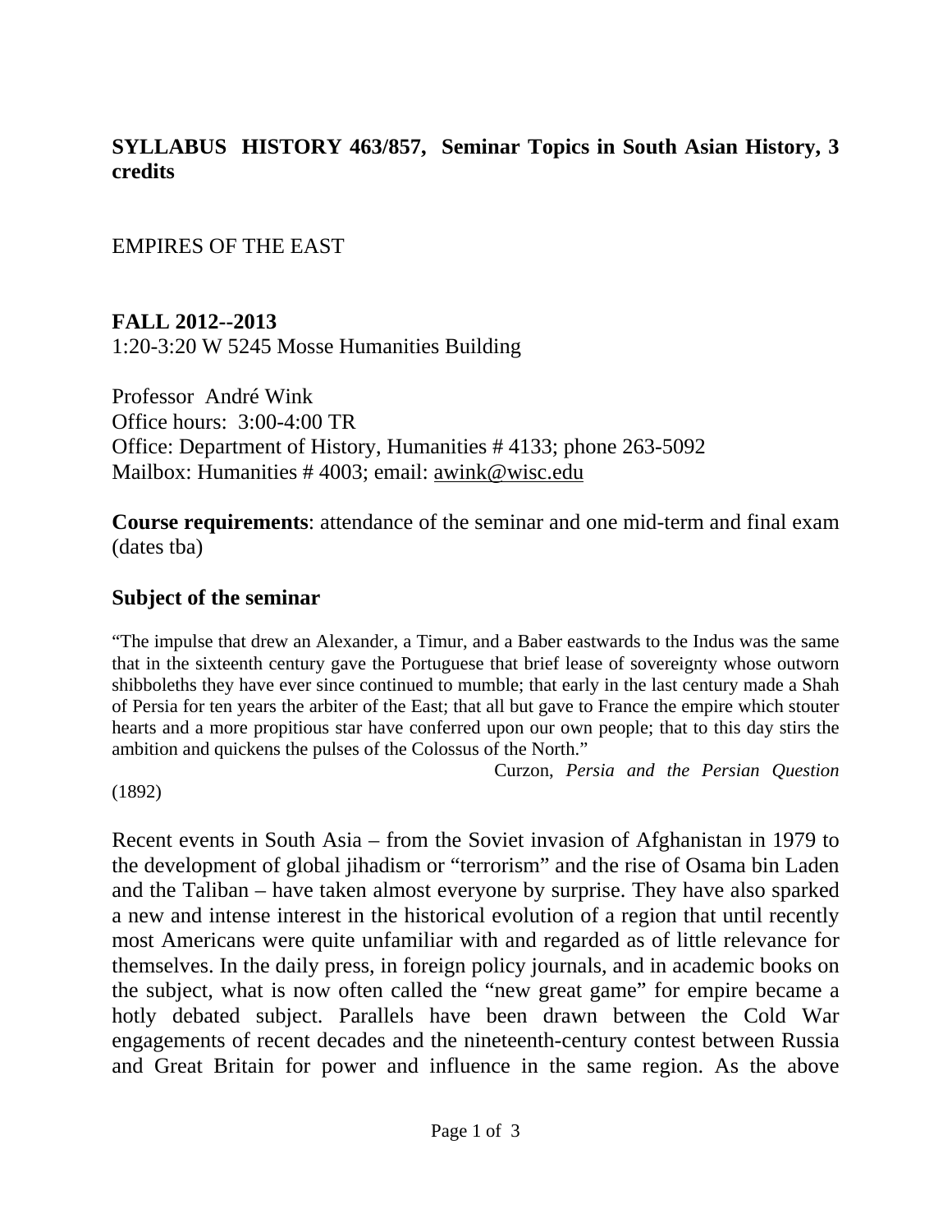# SYLLABUS HISTORY 463/857, Seminar Topics in South Asian History, 3 credits

EMPIRES OF THE EAST

**FALL 2012--2013**
1:20-3:20 W 5245 Mosse Humanities Building

Professor André Wink
Office hours: 3:00-4:00 TR
Office: Department of History, Humanities # 4133; phone 263-5092
Mailbox: Humanities # 4003; email: awink@wisc.edu

**Course requirements**: attendance of the seminar and one mid-term and final exam (dates tba)

## Subject of the seminar

"The impulse that drew an Alexander, a Timur, and a Baber eastwards to the Indus was the same that in the sixteenth century gave the Portuguese that brief lease of sovereignty whose outworn shibboleths they have ever since continued to mumble; that early in the last century made a Shah of Persia for ten years the arbiter of the East; that all but gave to France the empire which stouter hearts and a more propitious star have conferred upon our own people; that to this day stirs the ambition and quickens the pulses of the Colossus of the North."

Curzon, *Persia and the Persian Question* (1892)

Recent events in South Asia – from the Soviet invasion of Afghanistan in 1979 to the development of global jihadism or "terrorism" and the rise of Osama bin Laden and the Taliban – have taken almost everyone by surprise. They have also sparked a new and intense interest in the historical evolution of a region that until recently most Americans were quite unfamiliar with and regarded as of little relevance for themselves. In the daily press, in foreign policy journals, and in academic books on the subject, what is now often called the "new great game" for empire became a hotly debated subject. Parallels have been drawn between the Cold War engagements of recent decades and the nineteenth-century contest between Russia and Great Britain for power and influence in the same region. As the above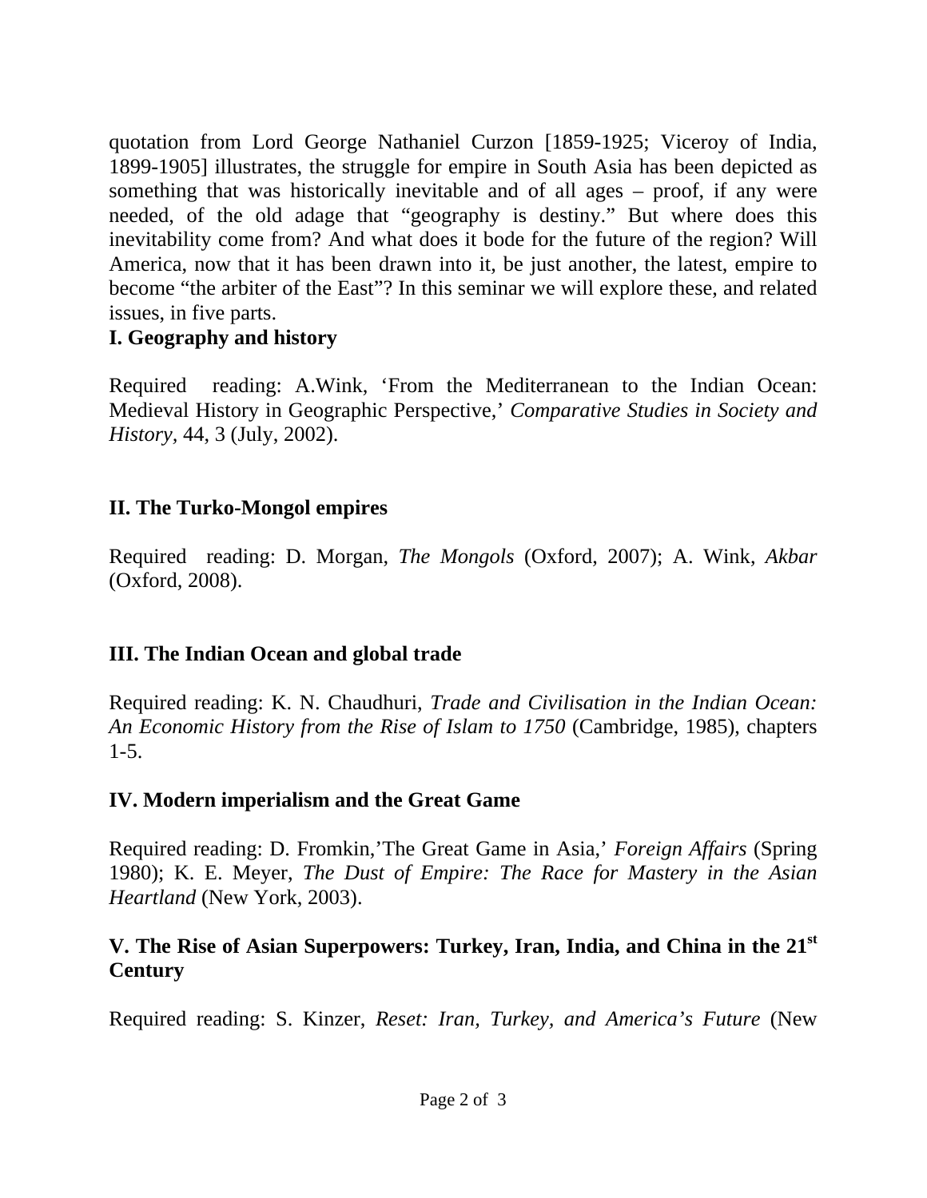quotation from Lord George Nathaniel Curzon [1859-1925; Viceroy of India, 1899-1905] illustrates, the struggle for empire in South Asia has been depicted as something that was historically inevitable and of all ages – proof, if any were needed, of the old adage that "geography is destiny." But where does this inevitability come from? And what does it bode for the future of the region? Will America, now that it has been drawn into it, be just another, the latest, empire to become "the arbiter of the East"? In this seminar we will explore these, and related issues, in five parts.

**I. Geography and history**

Required reading: A.Wink, 'From the Mediterranean to the Indian Ocean: Medieval History in Geographic Perspective,' *Comparative Studies in Society and History*, 44, 3 (July, 2002).

**II. The Turko-Mongol empires**

Required reading: D. Morgan, *The Mongols* (Oxford, 2007); A. Wink, *Akbar* (Oxford, 2008).

**III. The Indian Ocean and global trade**

Required reading: K. N. Chaudhuri, *Trade and Civilisation in the Indian Ocean: An Economic History from the Rise of Islam to 1750* (Cambridge, 1985), chapters 1-5.

**IV. Modern imperialism and the Great Game**

Required reading: D. Fromkin,'The Great Game in Asia,' *Foreign Affairs* (Spring 1980); K. E. Meyer, *The Dust of Empire: The Race for Mastery in the Asian Heartland* (New York, 2003).

**V. The Rise of Asian Superpowers: Turkey, Iran, India, and China in the 21st Century**

Required reading: S. Kinzer, *Reset: Iran, Turkey, and America's Future* (New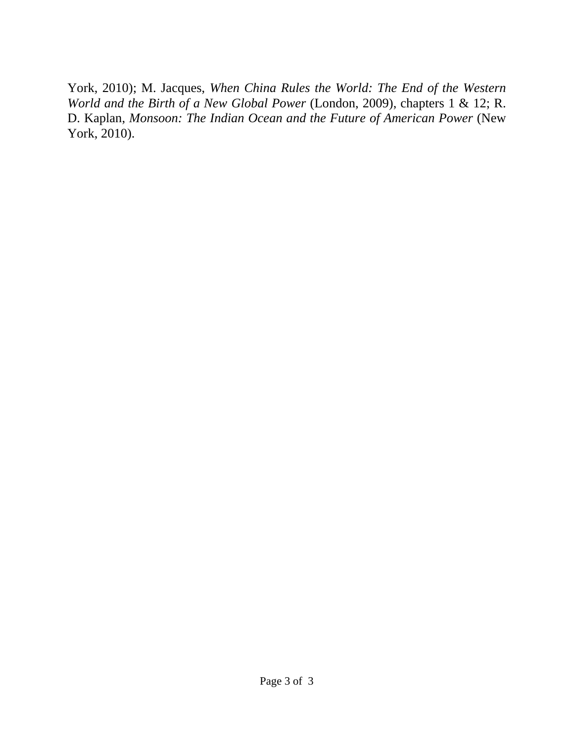York, 2010); M. Jacques, *When China Rules the World: The End of the Western World and the Birth of a New Global Power* (London, 2009), chapters 1 & 12; R. D. Kaplan, *Monsoon: The Indian Ocean and the Future of American Power* (New York, 2010).